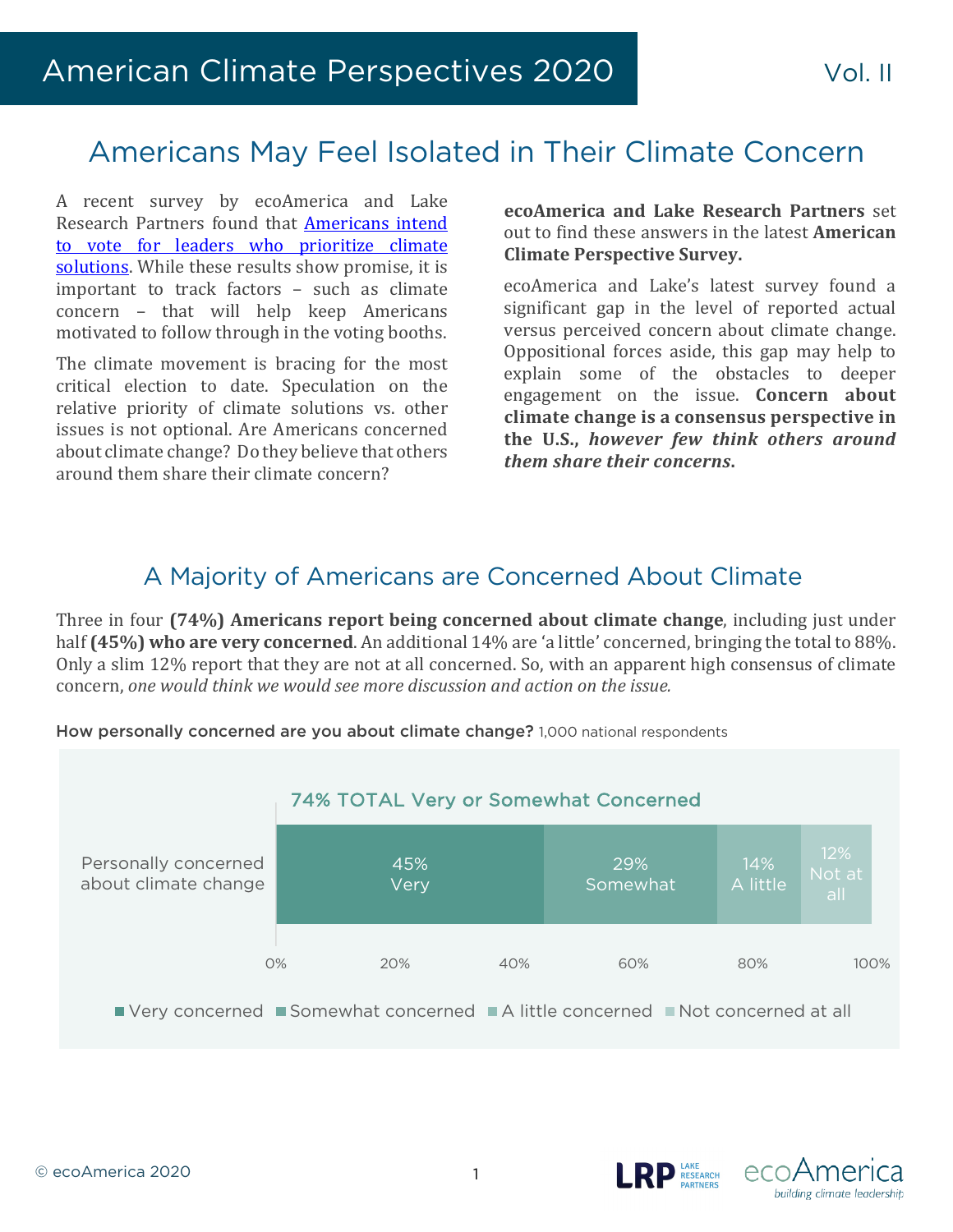# American Climate Perspectives 2020

Vol. II

## Americans May Feel Isolated in Their Climate Concern

A recent survey by ecoAmerica and Lake Research Partners found that [Americans intend to vote for leaders who prioritize climate solutions](). While these results show promise, it is important to track factors – such as climate concern – that will help keep Americans motivated to follow through in the voting booths.

The climate movement is bracing for the most critical election to date. Speculation on the relative priority of climate solutions vs. other issues is not optional. Are Americans concerned about climate change? Do they believe that others around them share their climate concern?

**ecoAmerica and Lake Research Partners** set out to find these answers in the latest **American Climate Perspective Survey.**

ecoAmerica and Lake's latest survey found a significant gap in the level of reported actual versus perceived concern about climate change. Oppositional forces aside, this gap may help to explain some of the obstacles to deeper engagement on the issue. **Concern about climate change is a consensus perspective in the U.S.,** ***however few think others around them share their concerns.***

## A Majority of Americans are Concerned About Climate

Three in four **(74%) Americans report being concerned about climate change**, including just under half **(45%) who are very concerned**. An additional 14% are 'a little' concerned, bringing the total to 88%. Only a slim 12% report that they are not at all concerned. So, with an apparent high consensus of climate concern, *one would think we would see more discussion and action on the issue.*

**How personally concerned are you about climate change?** 1,000 national respondents

74% TOTAL Very or Somewhat Concerned

| | Very concerned | Somewhat concerned | A little concerned | Not concerned at all |
|---|---|---|---|---|
| Personally concerned about climate change | 45% | 29% | 14% | 12% |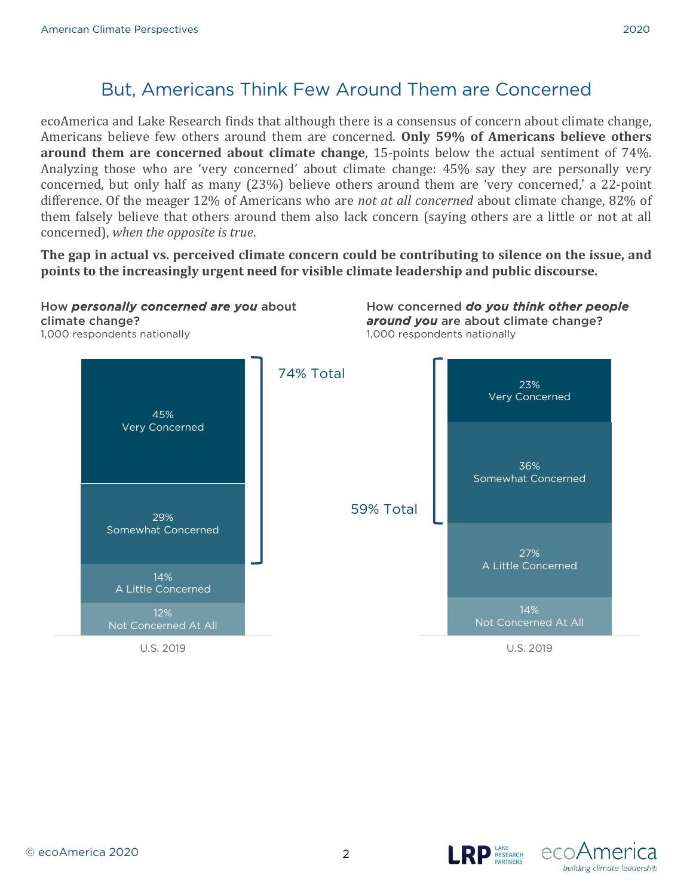# But, Americans Think Few Around Them are Concerned

ecoAmerica and Lake Research finds that although there is a consensus of concern about climate change, Americans believe few others around them are concerned. **Only 59% of Americans believe others around them are concerned about climate change**, 15-points below the actual sentiment of 74%. Analyzing those who are 'very concerned' about climate change: 45% say they are personally very concerned, but only half as many (23%) believe others around them are 'very concerned,' a 22-point difference. Of the meager 12% of Americans who are *not at all concerned* about climate change, 82% of them falsely believe that others around them also lack concern (saying others are a little or not at all concerned), *when the opposite is true*.

**The gap in actual vs. perceived climate concern could be contributing to silence on the issue, and points to the increasingly urgent need for visible climate leadership and public discourse.**

How ***personally concerned are you*** about climate change?
1,000 respondents nationally

| U.S. 2019 | |
|---|---|
| 45% Very Concerned | 74% Total |
| 29% Somewhat Concerned | |
| 14% A Little Concerned | |
| 12% Not Concerned At All | |

How concerned ***do you think other people around you*** are about climate change?
1,000 respondents nationally

| U.S. 2019 | |
|---|---|
| 23% Very Concerned | 59% Total |
| 36% Somewhat Concerned | |
| 27% A Little Concerned | |
| 14% Not Concerned At All | |

© ecoAmerica 2020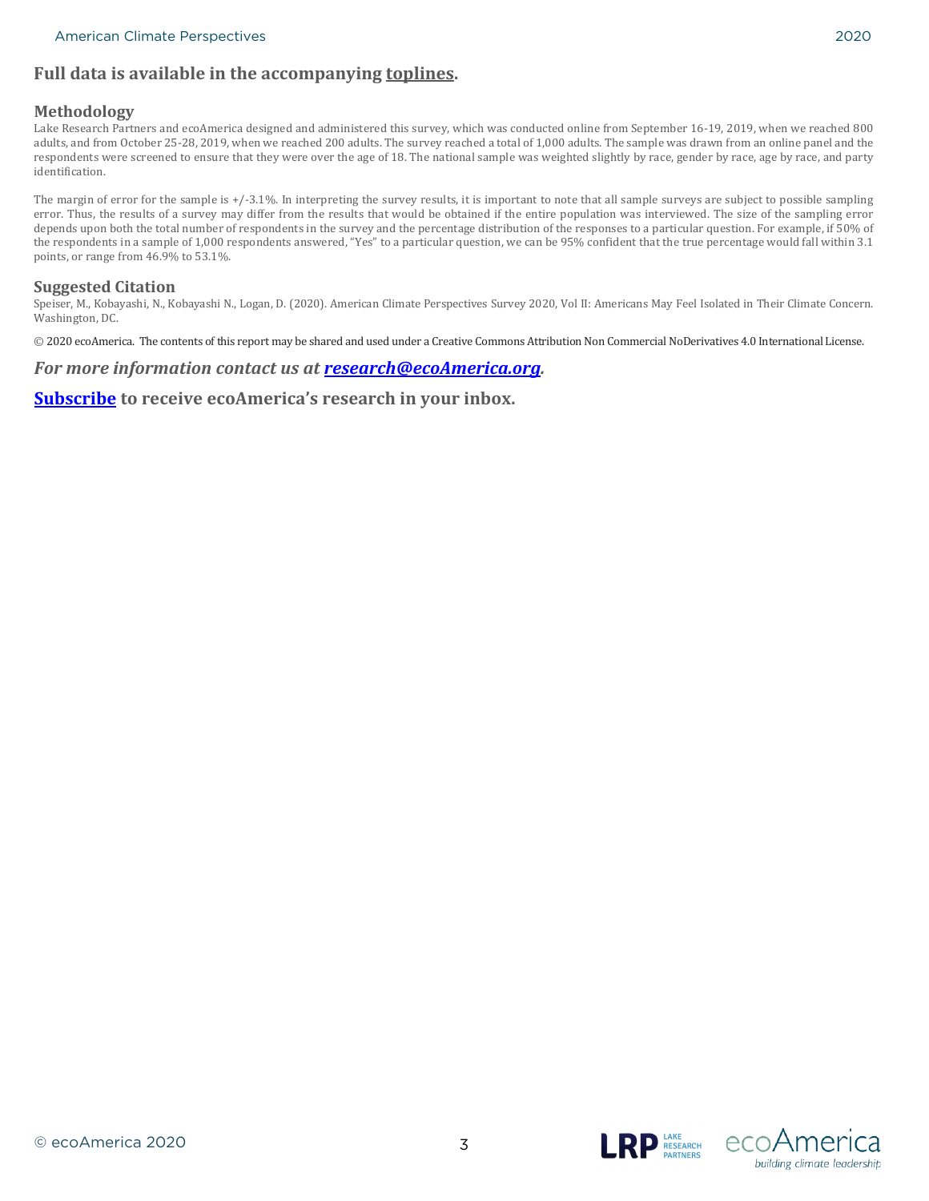**Full data is available in the accompanying toplines.**

## Methodology

Lake Research Partners and ecoAmerica designed and administered this survey, which was conducted online from September 16-19, 2019, when we reached 800 adults, and from October 25-28, 2019, when we reached 200 adults. The survey reached a total of 1,000 adults. The sample was drawn from an online panel and the respondents were screened to ensure that they were over the age of 18. The national sample was weighted slightly by race, gender by race, age by race, and party identification.

The margin of error for the sample is +/-3.1%. In interpreting the survey results, it is important to note that all sample surveys are subject to possible sampling error. Thus, the results of a survey may differ from the results that would be obtained if the entire population was interviewed. The size of the sampling error depends upon both the total number of respondents in the survey and the percentage distribution of the responses to a particular question. For example, if 50% of the respondents in a sample of 1,000 respondents answered, "Yes" to a particular question, we can be 95% confident that the true percentage would fall within 3.1 points, or range from 46.9% to 53.1%.

## Suggested Citation

Speiser, M., Kobayashi, N., Kobayashi N., Logan, D. (2020). American Climate Perspectives Survey 2020, Vol II: Americans May Feel Isolated in Their Climate Concern. Washington, DC.

© 2020 ecoAmerica. The contents of this report may be shared and used under a Creative Commons Attribution Non Commercial NoDerivatives 4.0 International License.

***For more information contact us at research@ecoAmerica.org.***

**Subscribe to receive ecoAmerica's research in your inbox.**